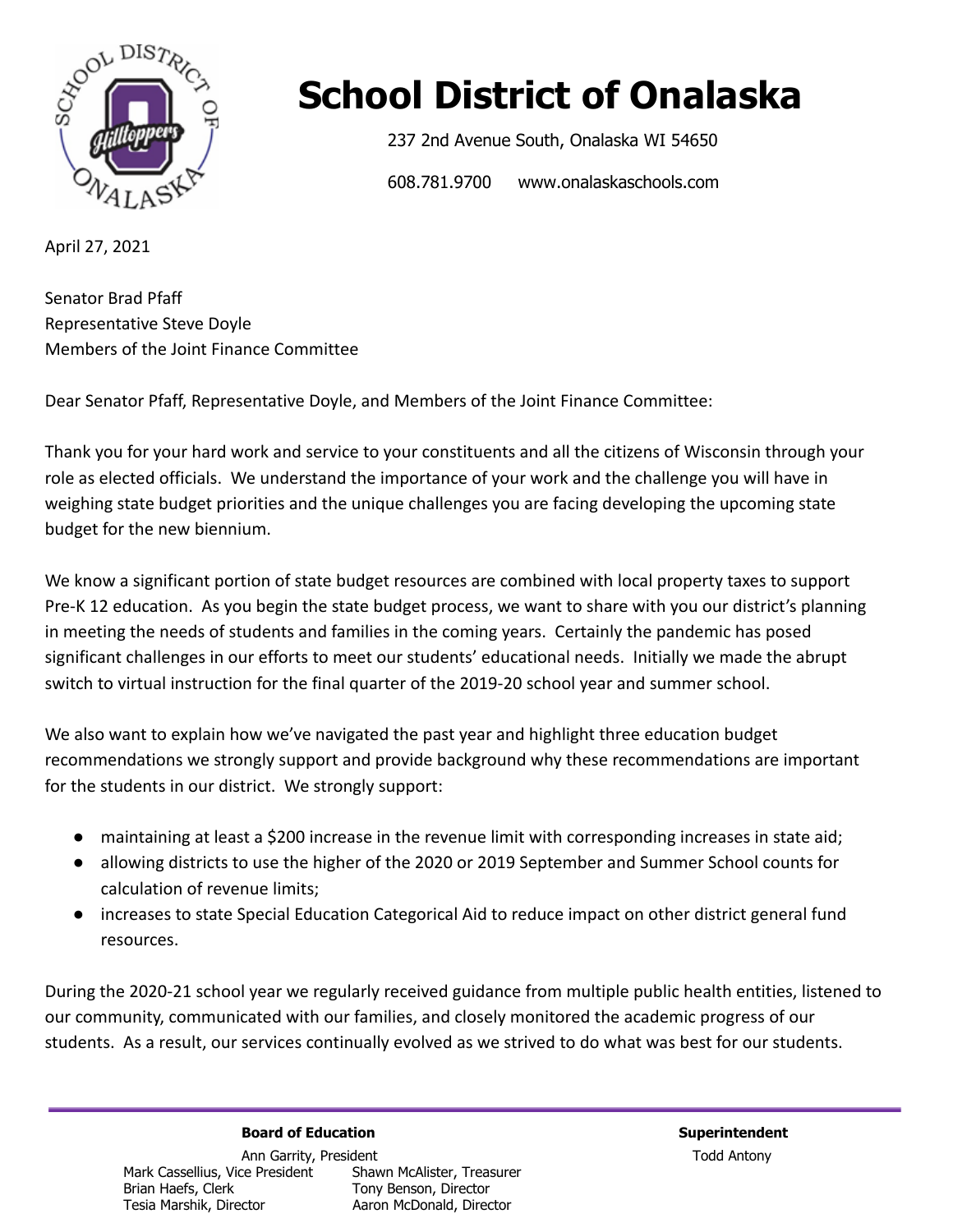# School District of Onalaska

237 2nd Avenue South, Onalaska WI 54650

608.781.9700 www.onalaskaschools.com

April 27, 2021

Senator Brad Pfaff
Representative Steve Doyle
Members of the Joint Finance Committee

Dear Senator Pfaff, Representative Doyle, and Members of the Joint Finance Committee:

Thank you for your hard work and service to your constituents and all the citizens of Wisconsin through your role as elected officials. We understand the importance of your work and the challenge you will have in weighing state budget priorities and the unique challenges you are facing developing the upcoming state budget for the new biennium.

We know a significant portion of state budget resources are combined with local property taxes to support Pre-K 12 education. As you begin the state budget process, we want to share with you our district's planning in meeting the needs of students and families in the coming years. Certainly the pandemic has posed significant challenges in our efforts to meet our students' educational needs. Initially we made the abrupt switch to virtual instruction for the final quarter of the 2019-20 school year and summer school.

We also want to explain how we've navigated the past year and highlight three education budget recommendations we strongly support and provide background why these recommendations are important for the students in our district. We strongly support:

- maintaining at least a $200 increase in the revenue limit with corresponding increases in state aid;
- allowing districts to use the higher of the 2020 or 2019 September and Summer School counts for calculation of revenue limits;
- increases to state Special Education Categorical Aid to reduce impact on other district general fund resources.

During the 2020-21 school year we regularly received guidance from multiple public health entities, listened to our community, communicated with our families, and closely monitored the academic progress of our students. As a result, our services continually evolved as we strived to do what was best for our students.

**Board of Education**

Ann Garrity, President
Mark Cassellius, Vice President
Shawn McAlister, Treasurer
Brian Haefs, Clerk
Tony Benson, Director
Tesia Marshik, Director
Aaron McDonald, Director

**Superintendent**

Todd Antony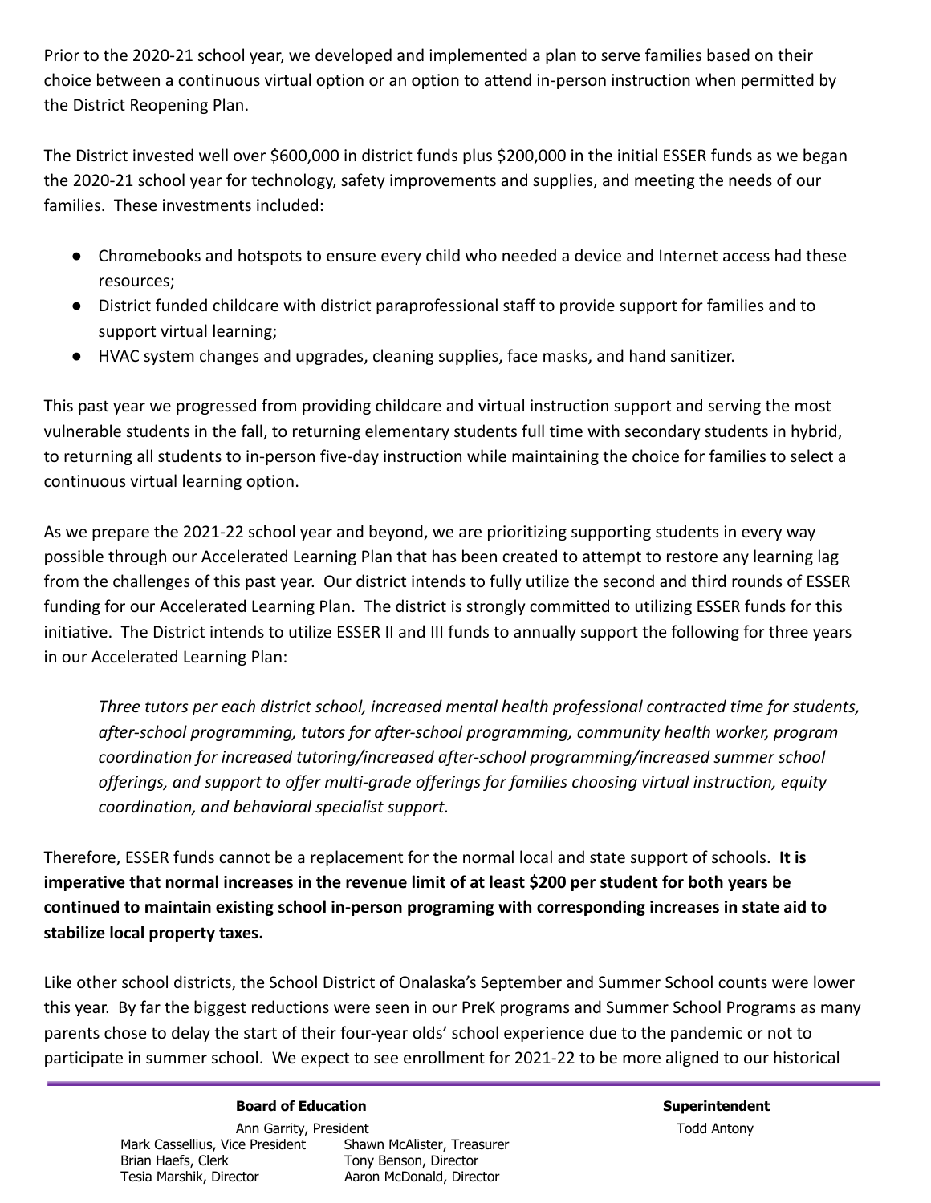Prior to the 2020-21 school year, we developed and implemented a plan to serve families based on their choice between a continuous virtual option or an option to attend in-person instruction when permitted by the District Reopening Plan.

The District invested well over $600,000 in district funds plus $200,000 in the initial ESSER funds as we began the 2020-21 school year for technology, safety improvements and supplies, and meeting the needs of our families. These investments included:

- Chromebooks and hotspots to ensure every child who needed a device and Internet access had these resources;
- District funded childcare with district paraprofessional staff to provide support for families and to support virtual learning;
- HVAC system changes and upgrades, cleaning supplies, face masks, and hand sanitizer.

This past year we progressed from providing childcare and virtual instruction support and serving the most vulnerable students in the fall, to returning elementary students full time with secondary students in hybrid, to returning all students to in-person five-day instruction while maintaining the choice for families to select a continuous virtual learning option.

As we prepare the 2021-22 school year and beyond, we are prioritizing supporting students in every way possible through our Accelerated Learning Plan that has been created to attempt to restore any learning lag from the challenges of this past year. Our district intends to fully utilize the second and third rounds of ESSER funding for our Accelerated Learning Plan. The district is strongly committed to utilizing ESSER funds for this initiative. The District intends to utilize ESSER II and III funds to annually support the following for three years in our Accelerated Learning Plan:

> *Three tutors per each district school, increased mental health professional contracted time for students, after-school programming, tutors for after-school programming, community health worker, program coordination for increased tutoring/increased after-school programming/increased summer school offerings, and support to offer multi-grade offerings for families choosing virtual instruction, equity coordination, and behavioral specialist support.*

Therefore, ESSER funds cannot be a replacement for the normal local and state support of schools. **It is imperative that normal increases in the revenue limit of at least $200 per student for both years be continued to maintain existing school in-person programing with corresponding increases in state aid to stabilize local property taxes.**

Like other school districts, the School District of Onalaska's September and Summer School counts were lower this year. By far the biggest reductions were seen in our PreK programs and Summer School Programs as many parents chose to delay the start of their four-year olds' school experience due to the pandemic or not to participate in summer school. We expect to see enrollment for 2021-22 to be more aligned to our historical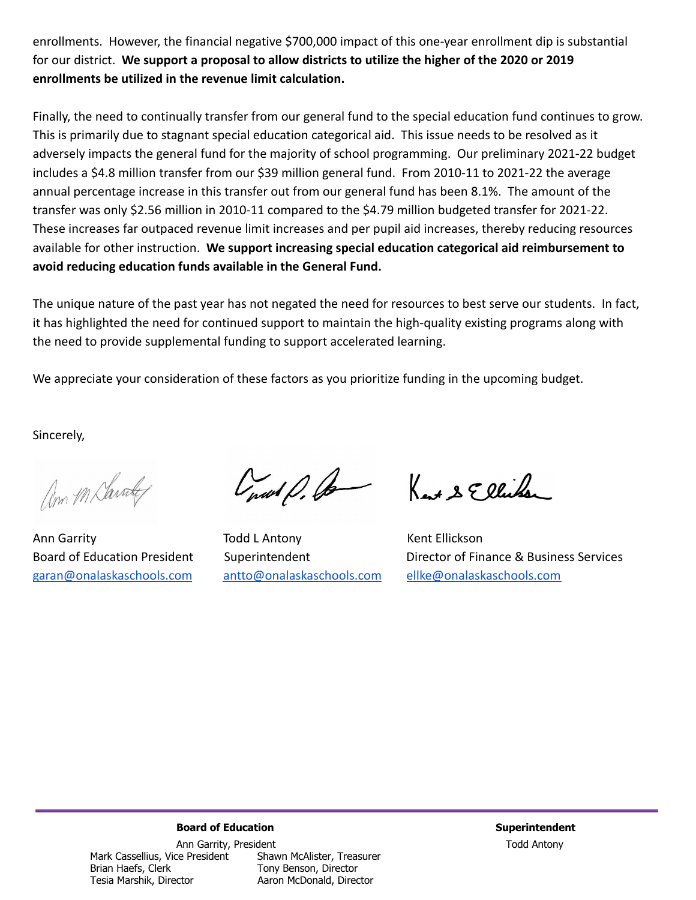enrollments. However, the financial negative $700,000 impact of this one-year enrollment dip is substantial for our district. **We support a proposal to allow districts to utilize the higher of the 2020 or 2019 enrollments be utilized in the revenue limit calculation.**

Finally, the need to continually transfer from our general fund to the special education fund continues to grow. This is primarily due to stagnant special education categorical aid. This issue needs to be resolved as it adversely impacts the general fund for the majority of school programming. Our preliminary 2021-22 budget includes a $4.8 million transfer from our $39 million general fund. From 2010-11 to 2021-22 the average annual percentage increase in this transfer out from our general fund has been 8.1%. The amount of the transfer was only $2.56 million in 2010-11 compared to the $4.79 million budgeted transfer for 2021-22. These increases far outpaced revenue limit increases and per pupil aid increases, thereby reducing resources available for other instruction. **We support increasing special education categorical aid reimbursement to avoid reducing education funds available in the General Fund.**

The unique nature of the past year has not negated the need for resources to best serve our students. In fact, it has highlighted the need for continued support to maintain the high-quality existing programs along with the need to provide supplemental funding to support accelerated learning.

We appreciate your consideration of these factors as you prioritize funding in the upcoming budget.

Sincerely,

Ann Garrity
Board of Education President
garan@onalaskaschools.com

Todd L Antony
Superintendent
antto@onalaskaschools.com

Kent Ellickson
Director of Finance & Business Services
ellke@onalaskaschools.com

**Board of Education**

Ann Garrity, President
Mark Cassellius, Vice President
Shawn McAlister, Treasurer
Brian Haefs, Clerk
Tony Benson, Director
Tesia Marshik, Director
Aaron McDonald, Director

**Superintendent**

Todd Antony